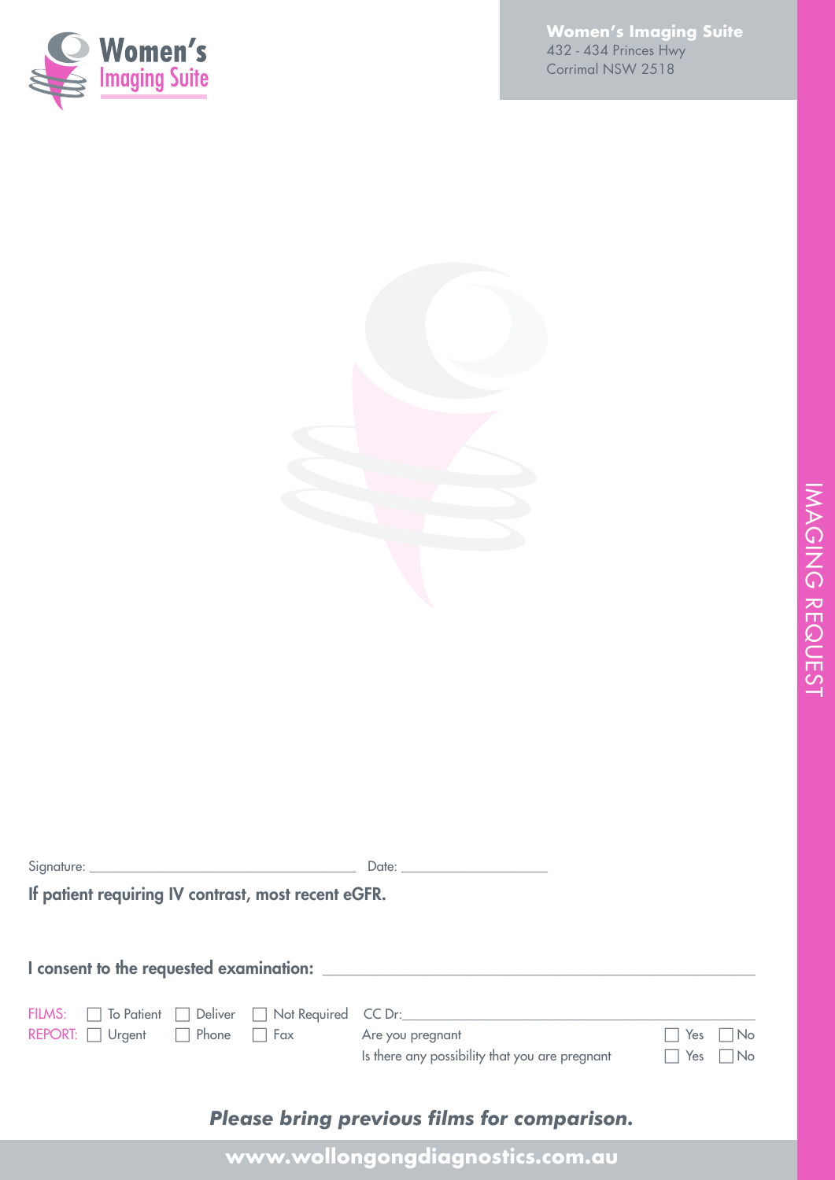# Women's Imaging Suite

**Women's Imaging Suite**
432 - 434 Princes Hwy
Corrimal NSW 2518

IMAGING REQUEST

Signature: ____________________________ Date: ____________________

**If patient requiring IV contrast, most recent eGFR.**

**I consent to the requested examination:** ____________________________________________

FILMS: ☐ To Patient ☐ Deliver ☐ Not Required CC Dr:________________________________________

REPORT: ☐ Urgent ☐ Phone ☐ Fax

Are you pregnant ☐ Yes ☐ No

Is there any possibility that you are pregnant ☐ Yes ☐ No

***Please bring previous films for comparison.***

**www.wollongongdiagnostics.com.au**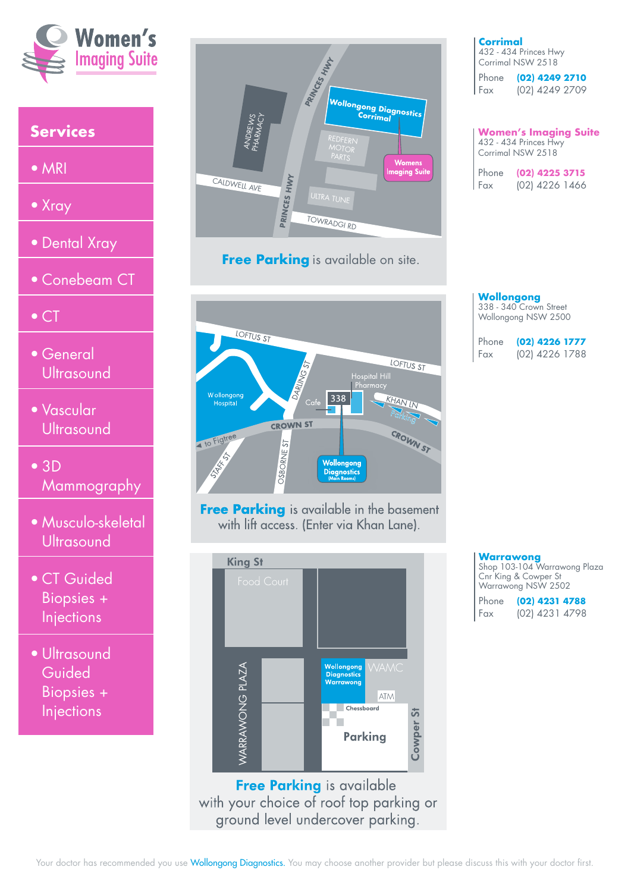# Women's Imaging Suite

## Services

- MRI
- Xray
- Dental Xray
- Conebeam CT
- CT
- General Ultrasound
- Vascular Ultrasound
- 3D Mammography
- Musculo-skeletal Ultrasound
- CT Guided Biopsies + Injections
- Ultrasound Guided Biopsies + Injections

PRINCES HWY
Wollongong Diagnostics Corrimal
ANDREWS PHARMACY
REDFERN MOTOR PARTS
Womens Imaging Suite
CALDWELL AVE
PRINCES HWY
ULTRA TUNE
TOWRADGI RD

**Free Parking** is available on site.

**Corrimal**
432 - 434 Princes Hwy
Corrimal NSW 2518

Phone **(02) 4249 2710**
Fax (02) 4249 2709

**Women's Imaging Suite**
432 - 434 Princes Hwy
Corrimal NSW 2518

Phone **(02) 4225 3715**
Fax (02) 4226 1466

LOFTUS ST
LOFTUS ST
Wollongong Hospital
DARLING ST
Hospital Hill Pharmacy
Cafe
338
KHAN LN
Parking
CROWN ST
CROWN ST
to Figtree
STAFF ST
OSBORNE ST
Wollongong Diagnostics (Main Rooms)

**Free Parking** is available in the basement with lift access. (Enter via Khan Lane).

**Wollongong**
338 - 340 Crown Street
Wollongong NSW 2500

Phone **(02) 4226 1777**
Fax (02) 4226 1788

King St
Food Court
WARRAWONG PLAZA
Wollongong Diagnostics Warrawong
WAMC
ATM
Chessboard
Parking
Cowper St

**Free Parking** is available with your choice of roof top parking or ground level undercover parking.

**Warrawong**
Shop 103-104 Warrawong Plaza
Cnr King & Cowper St
Warrawong NSW 2502

Phone **(02) 4231 4788**
Fax (02) 4231 4798

Your doctor has recommended you use Wollongong Diagnostics. You may choose another provider but please discuss this with your doctor first.